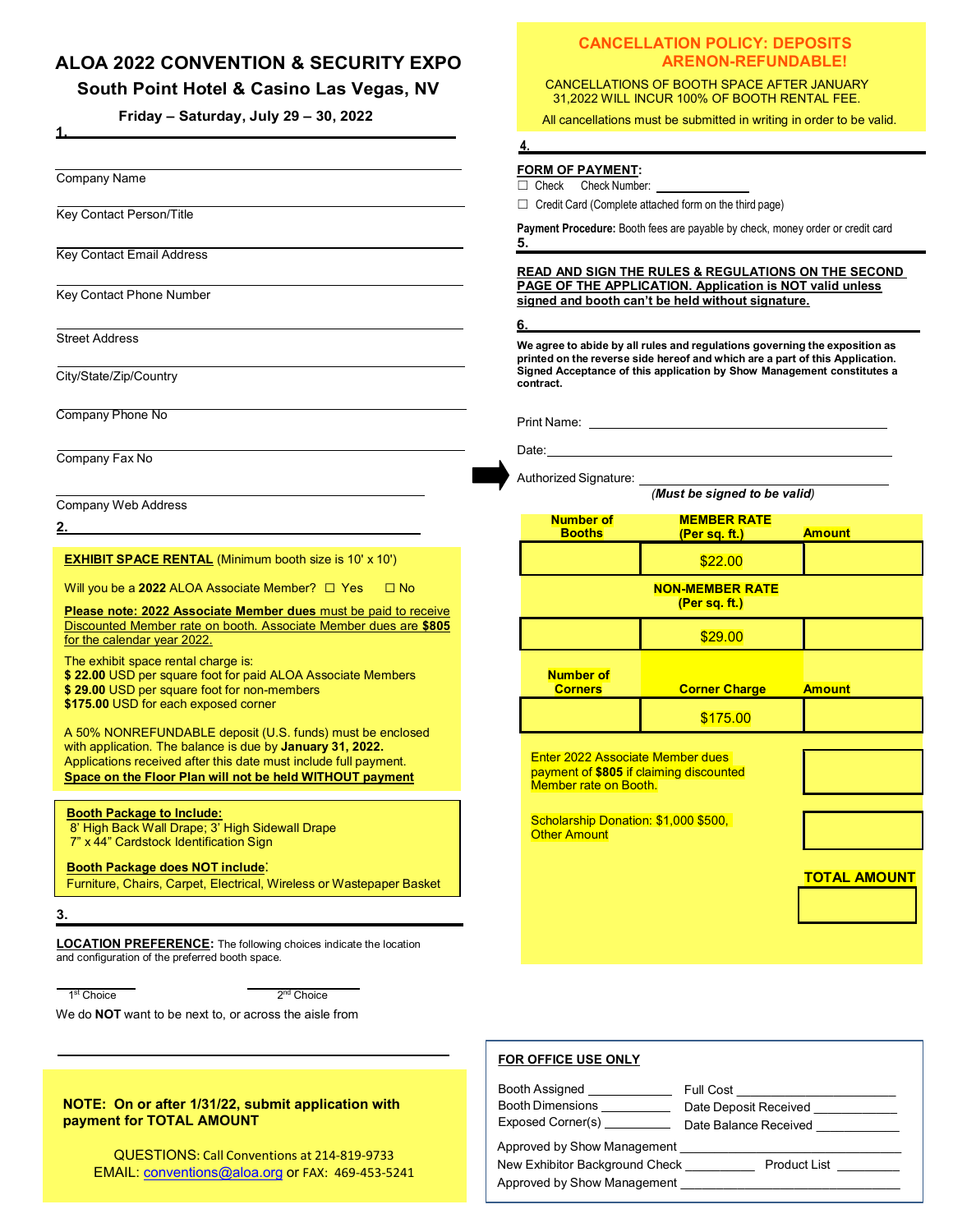# ALOA 2022 CONVENTION & SECURITY EXPO

## South Point Hotel & Casino Las Vegas, NV

**Friday – Saturday, July 29 – 30, 2022**

**1.**

Company Name

Key Contact Person/Title

Key Contact Email Address

Key Contact Phone Number

Street Address

City/State/Zip/Country

Company Phone No

Company Fax No

Company Web Address

**2.**

**EXHIBIT SPACE RENTAL** (Minimum booth size is 10' x 10')

Will you be a **2022** ALOA Associate Member? ☐ Yes ☐ No

**Please note: 2022 Associate Member dues** must be paid to receive Discounted Member rate on booth. Associate Member dues are **$805** for the calendar year 2022.

The exhibit space rental charge is:
**$ 22.00** USD per square foot for paid ALOA Associate Members
**$ 29.00** USD per square foot for non-members
**$175.00** USD for each exposed corner

A 50% NONREFUNDABLE deposit (U.S. funds) must be enclosed with application. The balance is due by **January 31, 2022.** Applications received after this date must include full payment.
**Space on the Floor Plan will not be held WITHOUT payment**

**Booth Package to Include:**
8' High Back Wall Drape; 3' High Sidewall Drape
7" x 44" Cardstock Identification Sign

**Booth Package does NOT include**:
Furniture, Chairs, Carpet, Electrical, Wireless or Wastepaper Basket

**3.**

**LOCATION PREFERENCE:** The following choices indicate the location and configuration of the preferred booth space.

1st Choice ____________ 2nd Choice ____________

We do **NOT** want to be next to, or across the aisle from

**NOTE: On or after 1/31/22, submit application with payment for TOTAL AMOUNT**

QUESTIONS: Call Conventions at 214-819-9733
EMAIL: conventions@aloa.org or FAX: 469-453-5241

**CANCELLATION POLICY: DEPOSITS ARENON-REFUNDABLE!**

CANCELLATIONS OF BOOTH SPACE AFTER JANUARY 31,2022 WILL INCUR 100% OF BOOTH RENTAL FEE.

All cancellations must be submitted in writing in order to be valid.

**4.**

**FORM OF PAYMENT:**
☐ Check Check Number: ____________
☐ Credit Card (Complete attached form on the third page)

**Payment Procedure:** Booth fees are payable by check, money order or credit card

**5.**

**READ AND SIGN THE RULES & REGULATIONS ON THE SECOND PAGE OF THE APPLICATION. Application is NOT valid unless signed and booth can't be held without signature.**

**6.**

**We agree to abide by all rules and regulations governing the exposition as printed on the reverse side hereof and which are a part of this Application. Signed Acceptance of this application by Show Management constitutes a contract.**

Print Name: ______________________________

Date: ______________________________

Authorized Signature: ______________________________
*(Must be signed to be valid)*

| Number of Booths | MEMBER RATE (Per sq. ft.) | Amount |
|---|---|---|
| | $22.00 | |
| | **NON-MEMBER RATE (Per sq. ft.)** | |
| | $29.00 | |
| **Number of Corners** | **Corner Charge** | **Amount** |
| | $175.00 | |

Enter 2022 Associate Member dues payment of **$805** if claiming discounted Member rate on Booth. ____________

Scholarship Donation: $1,000 $500, Other Amount ____________

**TOTAL AMOUNT** ____________

**FOR OFFICE USE ONLY**

Booth Assigned ____________ Full Cost ____________
Booth Dimensions ____________ Date Deposit Received ____________
Exposed Corner(s) ____________ Date Balance Received ____________
Approved by Show Management ____________
New Exhibitor Background Check ____________ Product List ____________
Approved by Show Management ____________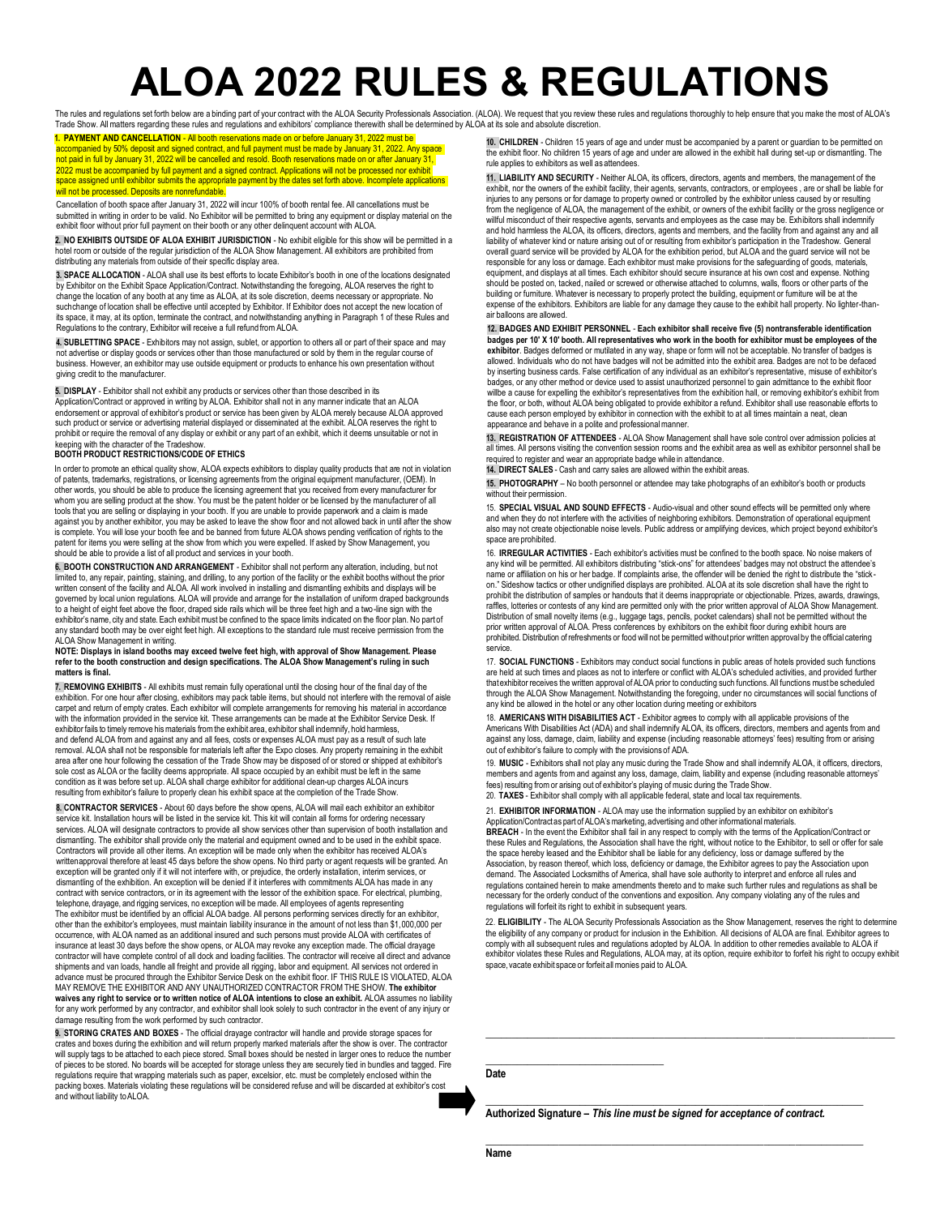# ALOA 2022 RULES & REGULATIONS

The rules and regulations set forth below are a binding part of your contract with the ALOA Security Professionals Association. (ALOA). We request that you review these rules and regulations thoroughly to help ensure that you make the most of ALOA's Trade Show. All matters regarding these rules and regulations and exhibitors' compliance therewith shall be determined by ALOA at its sole and absolute discretion.

**1. PAYMENT AND CANCELLATION** - All booth reservations made on or before January 31, 2022 must be accompanied by 50% deposit and signed contract, and full payment must be made by January 31, 2022. Any space not paid in full by January 31, 2022 will be cancelled and resold. Booth reservations made on or after January 31, 2022 must be accompanied by full payment and a signed contract. Applications will not be processed nor exhibit space assigned until exhibitor submits the appropriate payment by the dates set forth above. Incomplete applications will not be processed. Deposits are nonrefundable.

Cancellation of booth space after January 31, 2022 will incur 100% of booth rental fee. All cancellations must be submitted in writing in order to be valid. No Exhibitor will be permitted to bring any equipment or display material on the exhibit floor without prior full payment on their booth or any other delinquent account with ALOA.

**2. NO EXHIBITS OUTSIDE OF ALOA EXHIBIT JURISDICTION** - No exhibit eligible for this show will be permitted in a hotel room or outside of the regular jurisdiction of the ALOA Show Management. All exhibitors are prohibited from distributing any materials from outside of their specific display area.

**3. SPACE ALLOCATION** - ALOA shall use its best efforts to locate Exhibitor's booth in one of the locations designated by Exhibitor on the Exhibit Space Application/Contract. Notwithstanding the foregoing, ALOA reserves the right to change the location of any booth at any time as ALOA, at its sole discretion, deems necessary or appropriate. No such change of location shall be effective until accepted by Exhibitor. If Exhibitor does not accept the new location of its space, it may, at its option, terminate the contract, and notwithstanding anything in Paragraph 1 of these Rules and Regulations to the contrary, Exhibitor will receive a full refund from ALOA.

**4. SUBLETTING SPACE** - Exhibitors may not assign, sublet, or apportion to others all or part of their space and may not advertise or display goods or services other than those manufactured or sold by them in the regular course of business. However, an exhibitor may use outside equipment or products to enhance his own presentation without giving credit to the manufacturer.

**5. DISPLAY** - Exhibitor shall not exhibit any products or services other than those described in its Application/Contract or approved in writing by ALOA. Exhibitor shall not in any manner indicate that an ALOA endorsement or approval of exhibitor's product or service has been given by ALOA merely because ALOA approved such product or service or advertising material displayed or disseminated at the exhibit. ALOA reserves the right to prohibit or require the removal of any display or exhibit or any part of an exhibit, which it deems unsuitable or not in keeping with the character of the Tradeshow.

**BOOTH PRODUCT RESTRICTIONS/CODE OF ETHICS**

In order to promote an ethical quality show, ALOA expects exhibitors to display quality products that are not in violation of patents, trademarks, registrations, or licensing agreements from the original equipment manufacturer, (OEM). In other words, you should be able to produce the licensing agreement that you received from every manufacturer for whom you are selling product at the show. You must be the patent holder or be licensed by the manufacturer of all tools that you are selling or displaying in your booth. If you are unable to provide paperwork and a claim is made against you by another exhibitor, you may be asked to leave the show floor and not allowed back in until after the show is complete. You will lose your booth fee and be banned from future ALOA shows pending verification of rights to the patent for items you were selling at the show from which you were expelled. If asked by Show Management, you should be able to provide a list of all product and services in your booth.

**6. BOOTH CONSTRUCTION AND ARRANGEMENT** - Exhibitor shall not perform any alteration, including, but not limited to, any repair, painting, staining, and drilling, to any portion of the facility or the exhibit booths without the prior written consent of the facility and ALOA. All work involved in installing and dismantling exhibits and displays will be governed by local union regulations. ALOA will provide and arrange for the installation of uniform draped backgrounds to a height of eight feet above the floor, draped side rails which will be three feet high and a two-line sign with the exhibitor's name, city and state. Each exhibit must be confined to the space limits indicated on the floor plan. No part of any standard booth may be over eight feet high. All exceptions to the standard rule must receive permission from the ALOA Show Management in writing.

**NOTE: Displays in island booths may exceed twelve feet high, with approval of Show Management. Please refer to the booth construction and design specifications. The ALOA Show Management's ruling in such matters is final.**

**7. REMOVING EXHIBITS** - All exhibits must remain fully operational until the closing hour of the final day of the exhibition. For one hour after closing, exhibitors may pack table items, but should not interfere with the removal of aisle carpet and return of empty crates. Each exhibitor will complete arrangements for removing his material in accordance with the information provided in the service kit. These arrangements can be made at the Exhibitor Service Desk. If exhibitor fails to timely remove his materials from the exhibit area, exhibitor shall indemnify, hold harmless, and defend ALOA from and against any and all fees, costs or expenses ALOA must pay as a result of such late removal. ALOA shall not be responsible for materials left after the Expo closes. Any property remaining in the exhibit area after one hour following the cessation of the Trade Show may be disposed of or stored or shipped at exhibitor's sole cost as ALOA or the facility deems appropriate. All space occupied by an exhibit must be left in the same condition as it was before set up. ALOA shall charge exhibitor for additional clean-up charges ALOA incurs resulting from exhibitor's failure to properly clean his exhibit space at the completion of the Trade Show.

**8. CONTRACTOR SERVICES** - About 60 days before the show opens, ALOA will mail each exhibitor an exhibitor service kit. Installation hours will be listed in the service kit. This kit will contain all forms for ordering necessary services. ALOA will designate contractors to provide all show services other than supervision of booth installation and dismantling. The exhibitor shall provide only the material and equipment owned and to be used in the exhibit space. Contractors will provide all other items. An exception will be made only when the exhibitor has received ALOA's written approval therefore at least 45 days before the show opens. No third party or agent requests will be granted. An exception will be granted only if it will not interfere with, or prejudice, the orderly installation, interim services, or dismantling of the exhibition. An exception will be denied if it interferes with commitments ALOA has made in any contract with service contractors, or in its agreement with the lessor of the exhibition space. For electrical, plumbing, telephone, drayage, and rigging services, no exception will be made. All employees of agents representing The exhibitor must be identified by an official ALOA badge. All persons performing services directly for an exhibitor, other than the exhibitor's employees, must maintain liability insurance in the amount of not less than $1,000,000 per occurrence, with ALOA named as an additional insured and such persons must provide ALOA with certificates of insurance at least 30 days before the show opens, or ALOA may revoke any exception made. The official drayage contractor will have complete control of all dock and loading facilities. The contractor will receive all direct and advance shipments and van loads, handle all freight and provide all rigging, labor and equipment. All services not ordered in advance must be procured through the Exhibitor Service Desk on the exhibit floor. IF THIS RULE IS VIOLATED, ALOA MAY REMOVE THE EXHIBITOR AND ANY UNAUTHORIZED CONTRACTOR FROM THE SHOW. **The exhibitor waives any right to service or to written notice of ALOA intentions to close an exhibit.** ALOA assumes no liability for any work performed by any contractor, and exhibitor shall look solely to such contractor in the event of any injury or damage resulting from the work performed by such contractor.

**9. STORING CRATES AND BOXES** - The official drayage contractor will handle and provide storage spaces for crates and boxes during the exhibition and will return properly marked materials after the show is over. The contractor will supply tags to be attached to each piece stored. Small boxes should be nested in larger ones to reduce the number of pieces to be stored. No boards will be accepted for storage unless they are securely tied in bundles and tagged. Fire regulations require that wrapping materials such as paper, excelsior, etc. must be completely enclosed within the packing boxes. Materials violating these regulations will be considered refuse and will be discarded at exhibitor's cost and without liability to ALOA.

**10. CHILDREN** - Children 15 years of age and under must be accompanied by a parent or guardian to be permitted on the exhibit floor. No children 15 years of age and under are allowed in the exhibit hall during set-up or dismantling. The rule applies to exhibitors as well as attendees.

**11. LIABILITY AND SECURITY** - Neither ALOA, its officers, directors, agents and members, the management of the exhibit, nor the owners of the exhibit facility, their agents, servants, contractors, or employees , are or shall be liable for injuries to any persons or for damage to property owned or controlled by the exhibitor unless caused by or resulting from the negligence of ALOA, the management of the exhibit, or owners of the exhibit facility or the gross negligence or willful misconduct of their respective agents, servants and employees as the case may be. Exhibitors shall indemnify and hold harmless the ALOA, its officers, directors, agents and members, and the facility from and against any and all liability of whatever kind or nature arising out of or resulting from exhibitor's participation in the Tradeshow. General overall guard service will be provided by ALOA for the exhibition period, but ALOA and the guard service will not be responsible for any loss or damage. Each exhibitor must make provisions for the safeguarding of goods, materials, equipment, and displays at all times. Each exhibitor should secure insurance at his own cost and expense. Nothing should be posted on, tacked, nailed or screwed or otherwise attached to columns, walls, floors or other parts of the building or furniture. Whatever is necessary to properly protect the building, equipment or furniture will be at the expense of the exhibitors. Exhibitors are liable for any damage they cause to the exhibit hall property. No lighter-than-air balloons are allowed.

**12. BADGES AND EXHIBIT PERSONNEL - Each exhibitor shall receive five (5) nontransferable identification badges per 10' X 10' booth. All representatives who work in the booth for exhibitor must be employees of the exhibitor**. Badges deformed or mutilated in any way, shape or form will not be acceptable. No transfer of badges is allowed. Individuals who do not have badges will not be admitted into the exhibit area. Badges are not to be defaced by inserting business cards. False certification of any individual as an exhibitor's representative, misuse of exhibitor's badges, or any other method or device used to assist unauthorized personnel to gain admittance to the exhibit floor will be a cause for expelling the exhibitor's representatives from the exhibition hall, or removing exhibitor's exhibit from the floor, or both, without ALOA being obligated to provide exhibitor a refund. Exhibitor shall use reasonable efforts to cause each person employed by exhibitor in connection with the exhibit to at all times maintain a neat, clean appearance and behave in a polite and professional manner.

**13. REGISTRATION OF ATTENDEES** - ALOA Show Management shall have sole control over admission policies at all times. All persons visiting the convention session rooms and the exhibit area as well as exhibitor personnel shall be required to register and wear an appropriate badge while in attendance.

**14. DIRECT SALES** - Cash and carry sales are allowed within the exhibit areas.

**15. PHOTOGRAPHY** – No booth personnel or attendee may take photographs of an exhibitor's booth or products without their permission.

15. **SPECIAL VISUAL AND SOUND EFFECTS** - Audio-visual and other sound effects will be permitted only where and when they do not interfere with the activities of neighboring exhibitors. Demonstration of operational equipment also may not create objectionable noise levels. Public address or amplifying devices, which project beyond exhibitor's space are prohibited.

16. **IRREGULAR ACTIVITIES** - Each exhibitor's activities must be confined to the booth space. No noise makers of any kind will be permitted. All exhibitors distributing "stick-ons" for attendees' badges may not obstruct the attendee's name or affiliation on his or her badge. If complaints arise, the offender will be denied the right to distribute the "stick-on." Sideshow tactics or other undignified displays are prohibited. ALOA at its sole discretion shall have the right to prohibit the distribution of samples or handouts that it deems inappropriate or objectionable. Prizes, awards, drawings, raffles, lotteries or contests of any kind are permitted only with the prior written approval of ALOA Show Management. Distribution of small novelty items (e.g., luggage tags, pencils, pocket calendars) shall not be permitted without the prior written approval of ALOA. Press conferences by exhibitors on the exhibit floor during exhibit hours are prohibited. Distribution of refreshments or food will not be permitted without prior written approval by the official catering service.

17. **SOCIAL FUNCTIONS** - Exhibitors may conduct social functions in public areas of hotels provided such functions are held at such times and places as not to interfere or conflict with ALOA's scheduled activities, and provided further that exhibitor receives the written approval of ALOA prior to conducting such functions. All functions must be scheduled through the ALOA Show Management. Notwithstanding the foregoing, under no circumstances will social functions of any kind be allowed in the hotel or any other location during meeting or exhibitors

18. **AMERICANS WITH DISABILITIES ACT** - Exhibitor agrees to comply with all applicable provisions of the Americans With Disabilities Act (ADA) and shall indemnify ALOA, its officers, directors, members and agents from and against any loss, damage, claim, liability and expense (including reasonable attorneys' fees) resulting from or arising out of exhibitor's failure to comply with the provisions of ADA.

19. **MUSIC** - Exhibitors shall not play any music during the Trade Show and shall indemnify ALOA, it officers, directors, members and agents from and against any loss, damage, claim, liability and expense (including reasonable attorneys' fees) resulting from or arising out of exhibitor's playing of music during the Trade Show.

20. **TAXES** - Exhibitor shall comply with all applicable federal, state and local tax requirements.

21. **EXHIBITOR INFORMATION** - ALOA may use the information supplied by an exhibitor on exhibitor's Application/Contract as part of ALOA's marketing, advertising and other informational materials.

**BREACH** - In the event the Exhibitor shall fail in any respect to comply with the terms of the Application/Contract or these Rules and Regulations, the Association shall have the right, without notice to the Exhibitor, to sell or offer for sale the space hereby leased and the Exhibitor shall be liable for any deficiency, loss or damage suffered by the Association, by reason thereof, which loss, deficiency or damage, the Exhibitor agrees to pay the Association upon demand. The Associated Locksmiths of America, shall have sole authority to interpret and enforce all rules and regulations contained herein to make amendments thereto and to make such further rules and regulations as shall be necessary for the orderly conduct of the conventions and exposition. Any company violating any of the rules and regulations will forfeit its right to exhibit in subsequent years.

22. **ELIGIBILITY** - The ALOA Security Professionals Association as the Show Management, reserves the right to determine the eligibility of any company or product for inclusion in the Exhibition. All decisions of ALOA are final. Exhibitor agrees to comply with all subsequent rules and regulations adopted by ALOA. In addition to other remedies available to ALOA if exhibitor violates these Rules and Regulations, ALOA may, at its option, require exhibitor to forfeit his right to occupy exhibit space, vacate exhibit space or forfeit all monies paid to ALOA.

\_\_\_\_\_\_\_\_\_\_\_\_\_\_\_\_\_\_\_\_\_\_\_\_\_\_\_\_\_\_\_\_\_\_\_\_\_\_\_\_\_\_\_\_\_\_\_\_

\_\_\_\_\_\_\_\_\_\_\_\_\_\_\_\_\_\_\_\_\_\_\_\_\_\_\_\_
**Date**

\_\_\_\_\_\_\_\_\_\_\_\_\_\_\_\_\_\_\_\_\_\_\_\_\_\_\_\_\_\_\_\_\_\_\_\_\_\_\_\_\_\_\_\_\_\_\_\_
**Authorized Signature – *This line must be signed for acceptance of contract.***

\_\_\_\_\_\_\_\_\_\_\_\_\_\_\_\_\_\_\_\_\_\_\_\_\_\_\_\_\_\_\_\_\_\_\_\_\_\_\_\_\_\_\_\_\_\_\_\_
**Name**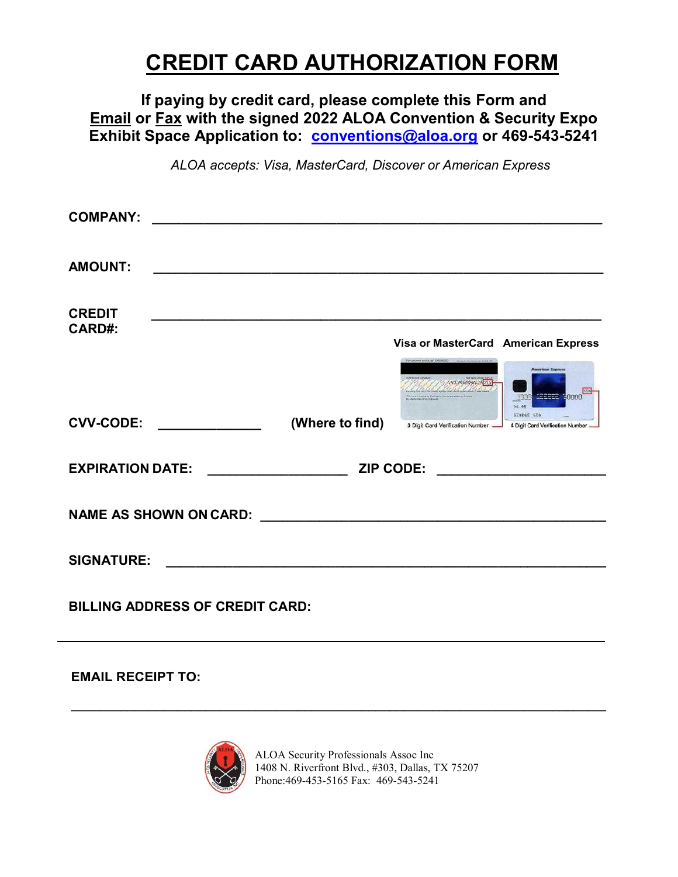# CREDIT CARD AUTHORIZATION FORM

**If paying by credit card, please complete this Form and Email or Fax with the signed 2022 ALOA Convention & Security Expo Exhibit Space Application to: conventions@aloa.org or 469-543-5241**

*ALOA accepts: Visa, MasterCard, Discover or American Express*

**COMPANY:** ____________________________________________

**AMOUNT:** ____________________________________________

**CREDIT CARD#:** ____________________________________________

**CVV-CODE:** ______________ **(Where to find)**

Visa or MasterCard — 3 Digit Card Verification Number

American Express — 4 Digit Card Verification Number

**EXPIRATION DATE:** __________________ **ZIP CODE:** ____________________

**NAME AS SHOWN ON CARD:** ____________________________________

**SIGNATURE:** ____________________________________________

**BILLING ADDRESS OF CREDIT CARD:**

____________________________________________

**EMAIL RECEIPT TO:**

____________________________________________

ALOA Security Professionals Assoc Inc
1408 N. Riverfront Blvd., #303, Dallas, TX 75207
Phone:469-453-5165 Fax: 469-543-5241